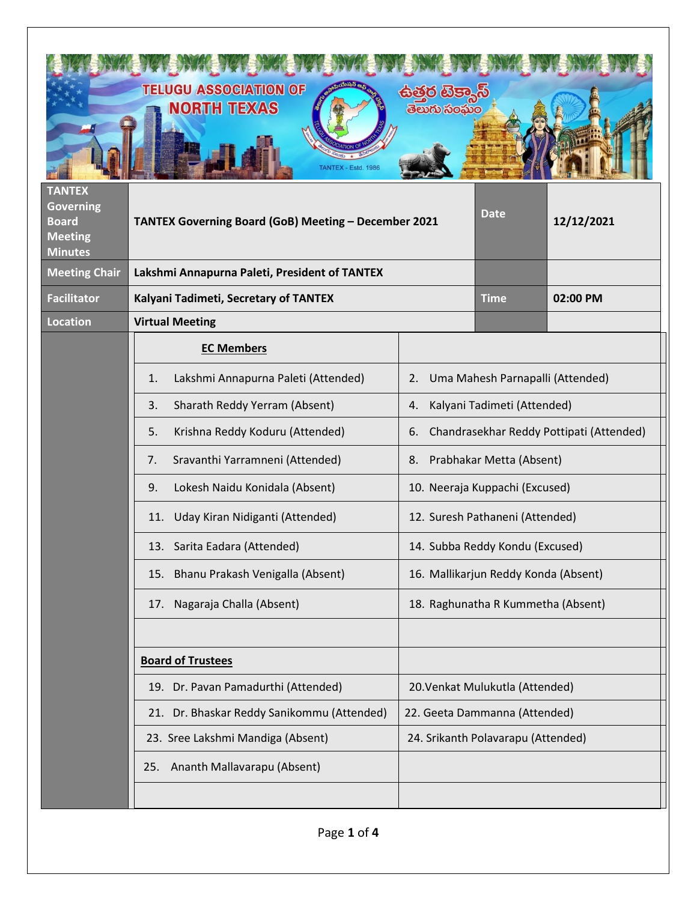TELUGU ASSOCIATION OF NORTH TEXAS

ఉత్తర టెక్సాస్ తెలుగు సంఘం

TANTEX - Estd. 1986

| | | | |
|---|---|---|---|
| **TANTEX Governing Board Meeting Minutes** | **TANTEX Governing Board (GoB) Meeting – December 2021** | **Date** | **12/12/2021** |
| **Meeting Chair** | **Lakshmi Annapurna Paleti, President of TANTEX** | | |
| **Facilitator** | **Kalyani Tadimeti, Secretary of TANTEX** | **Time** | **02:00 PM** |
| **Location** | **Virtual Meeting** | | |

| **EC Members** | |
|---|---|
| 1. Lakshmi Annapurna Paleti (Attended) | 2. Uma Mahesh Parnapalli (Attended) |
| 3. Sharath Reddy Yerram (Absent) | 4. Kalyani Tadimeti (Attended) |
| 5. Krishna Reddy Koduru (Attended) | 6. Chandrasekhar Reddy Pottipati (Attended) |
| 7. Sravanthi Yarramneni (Attended) | 8. Prabhakar Metta (Absent) |
| 9. Lokesh Naidu Konidala (Absent) | 10. Neeraja Kuppachi (Excused) |
| 11. Uday Kiran Nidiganti (Attended) | 12. Suresh Pathaneni (Attended) |
| 13. Sarita Eadara (Attended) | 14. Subba Reddy Kondu (Excused) |
| 15. Bhanu Prakash Venigalla (Absent) | 16. Mallikarjun Reddy Konda (Absent) |
| 17. Nagaraja Challa (Absent) | 18. Raghunatha R Kummetha (Absent) |
| | |
| **Board of Trustees** | |
| 19. Dr. Pavan Pamadurthi (Attended) | 20. Venkat Mulukutla (Attended) |
| 21. Dr. Bhaskar Reddy Sanikommu (Attended) | 22. Geeta Dammanna (Attended) |
| 23. Sree Lakshmi Mandiga (Absent) | 24. Srikanth Polavarapu (Attended) |
| 25. Ananth Mallavarapu (Absent) | |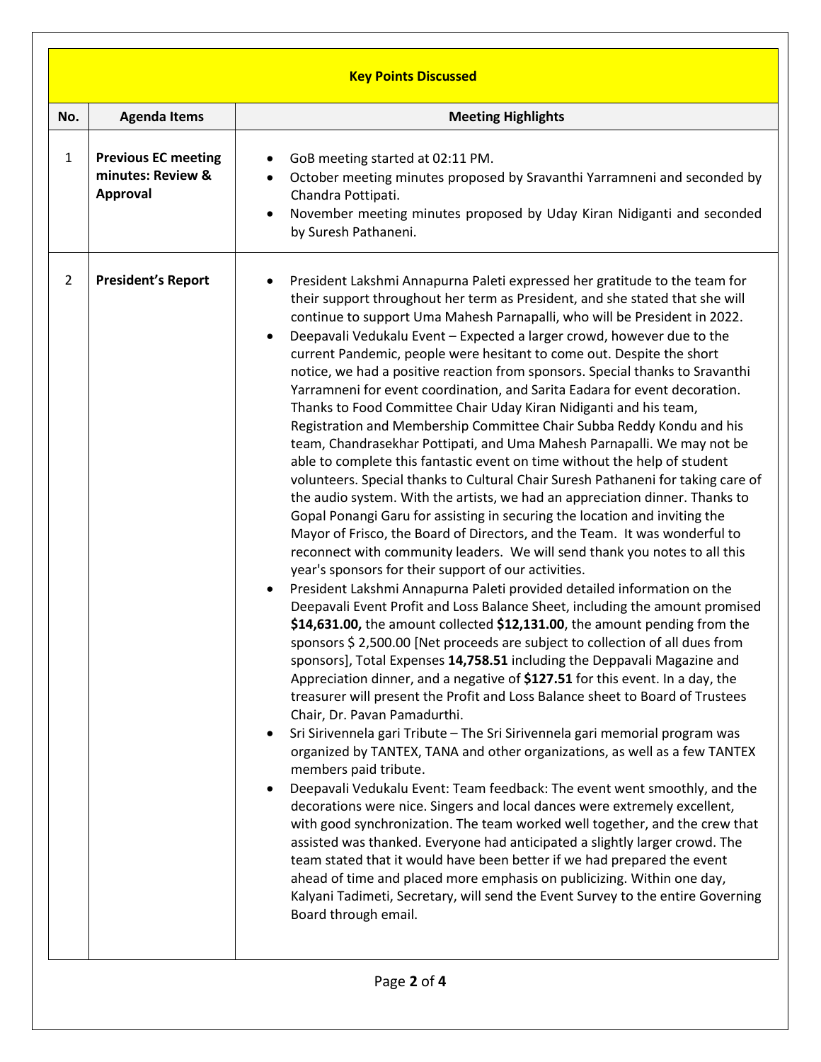| Key Points Discussed | | |
|---|---|---|
| **No.** | **Agenda Items** | **Meeting Highlights** |
| 1 | **Previous EC meeting minutes: Review & Approval** | • GoB meeting started at 02:11 PM.<br>• October meeting minutes proposed by Sravanthi Yarramneni and seconded by Chandra Pottipati.<br>• November meeting minutes proposed by Uday Kiran Nidiganti and seconded by Suresh Pathaneni. |
| 2 | **President's Report** | • President Lakshmi Annapurna Paleti expressed her gratitude to the team for their support throughout her term as President, and she stated that she will continue to support Uma Mahesh Parnapalli, who will be President in 2022.<br>• Deepavali Vedukalu Event – Expected a larger crowd, however due to the current Pandemic, people were hesitant to come out. Despite the short notice, we had a positive reaction from sponsors. Special thanks to Sravanthi Yarramneni for event coordination, and Sarita Eadara for event decoration. Thanks to Food Committee Chair Uday Kiran Nidiganti and his team, Registration and Membership Committee Chair Subba Reddy Kondu and his team, Chandrasekhar Pottipati, and Uma Mahesh Parnapalli. We may not be able to complete this fantastic event on time without the help of student volunteers. Special thanks to Cultural Chair Suresh Pathaneni for taking care of the audio system. With the artists, we had an appreciation dinner. Thanks to Gopal Ponangi Garu for assisting in securing the location and inviting the Mayor of Frisco, the Board of Directors, and the Team. It was wonderful to reconnect with community leaders. We will send thank you notes to all this year's sponsors for their support of our activities.<br>• President Lakshmi Annapurna Paleti provided detailed information on the Deepavali Event Profit and Loss Balance Sheet, including the amount promised **$14,631.00,** the amount collected **$12,131.00**, the amount pending from the sponsors $ 2,500.00 [Net proceeds are subject to collection of all dues from sponsors], Total Expenses **14,758.51** including the Deppavali Magazine and Appreciation dinner, and a negative of **$127.51** for this event. In a day, the treasurer will present the Profit and Loss Balance sheet to Board of Trustees Chair, Dr. Pavan Pamadurthi.<br>• Sri Sirivennela gari Tribute – The Sri Sirivennela gari memorial program was organized by TANTEX, TANA and other organizations, as well as a few TANTEX members paid tribute.<br>• Deepavali Vedukalu Event: Team feedback: The event went smoothly, and the decorations were nice. Singers and local dances were extremely excellent, with good synchronization. The team worked well together, and the crew that assisted was thanked. Everyone had anticipated a slightly larger crowd. The team stated that it would have been better if we had prepared the event ahead of time and placed more emphasis on publicizing. Within one day, Kalyani Tadimeti, Secretary, will send the Event Survey to the entire Governing Board through email. |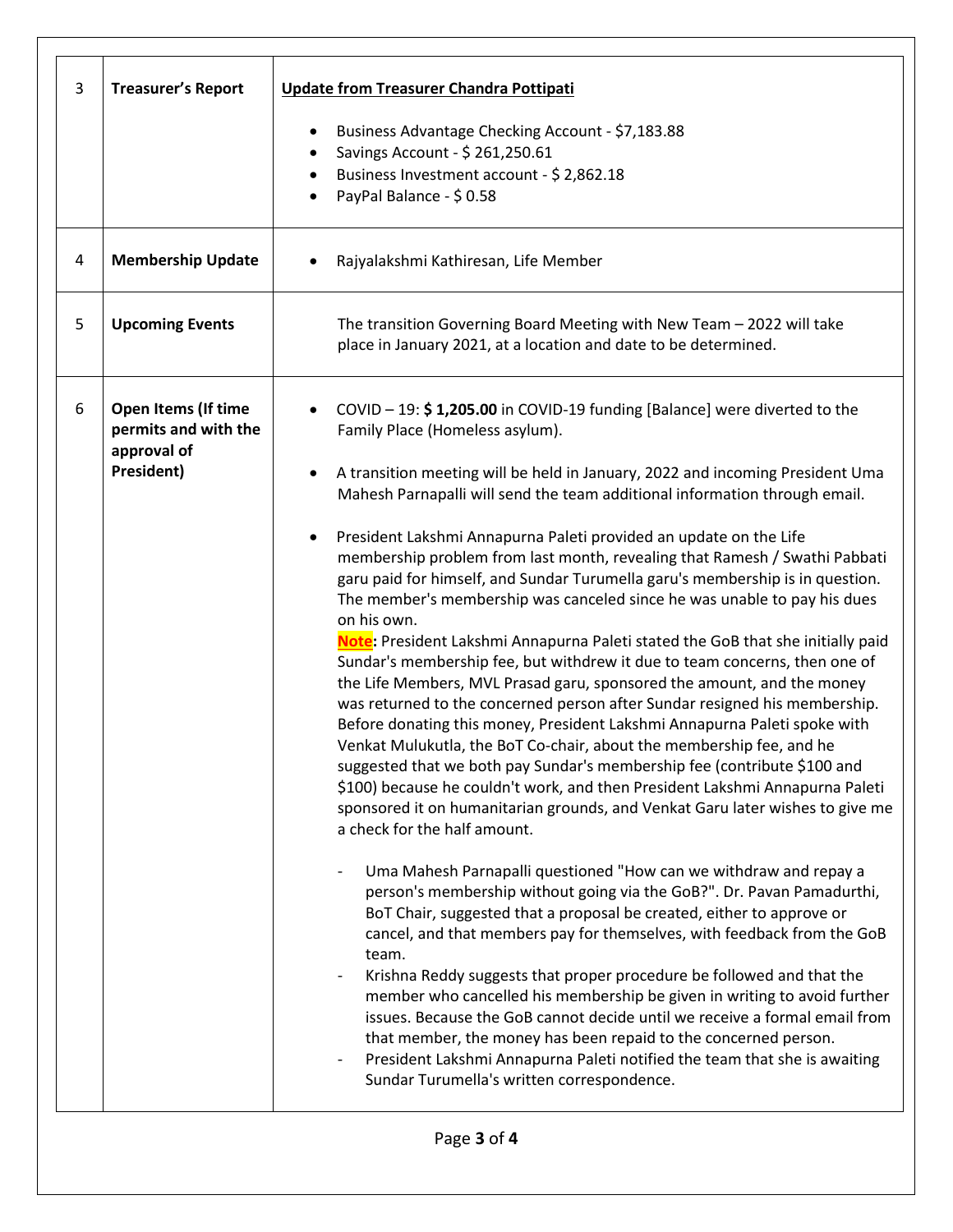| | | |
|---|---|---|
| 3 | **Treasurer's Report** | **Update from Treasurer Chandra Pottipati**<br><br>• Business Advantage Checking Account - $7,183.88<br>• Savings Account - $ 261,250.61<br>• Business Investment account - $ 2,862.18<br>• PayPal Balance - $ 0.58 |
| 4 | **Membership Update** | • Rajyalakshmi Kathiresan, Life Member |
| 5 | **Upcoming Events** | The transition Governing Board Meeting with New Team – 2022 will take place in January 2021, at a location and date to be determined. |
| 6 | **Open Items (If time permits and with the approval of President)** | • COVID – 19: **$ 1,205.00** in COVID-19 funding [Balance] were diverted to the Family Place (Homeless asylum).<br><br>• A transition meeting will be held in January, 2022 and incoming President Uma Mahesh Parnapalli will send the team additional information through email.<br><br>• President Lakshmi Annapurna Paleti provided an update on the Life membership problem from last month, revealing that Ramesh / Swathi Pabbati garu paid for himself, and Sundar Turumella garu's membership is in question. The member's membership was canceled since he was unable to pay his dues on his own.<br>**Note:** President Lakshmi Annapurna Paleti stated the GoB that she initially paid Sundar's membership fee, but withdrew it due to team concerns, then one of the Life Members, MVL Prasad garu, sponsored the amount, and the money was returned to the concerned person after Sundar resigned his membership. Before donating this money, President Lakshmi Annapurna Paleti spoke with Venkat Mulukutla, the BoT Co-chair, about the membership fee, and he suggested that we both pay Sundar's membership fee (contribute $100 and $100) because he couldn't work, and then President Lakshmi Annapurna Paleti sponsored it on humanitarian grounds, and Venkat Garu later wishes to give me a check for the half amount.<br><br>- Uma Mahesh Parnapalli questioned "How can we withdraw and repay a person's membership without going via the GoB?". Dr. Pavan Pamadurthi, BoT Chair, suggested that a proposal be created, either to approve or cancel, and that members pay for themselves, with feedback from the GoB team.<br>- Krishna Reddy suggests that proper procedure be followed and that the member who cancelled his membership be given in writing to avoid further issues. Because the GoB cannot decide until we receive a formal email from that member, the money has been repaid to the concerned person.<br>- President Lakshmi Annapurna Paleti notified the team that she is awaiting Sundar Turumella's written correspondence. |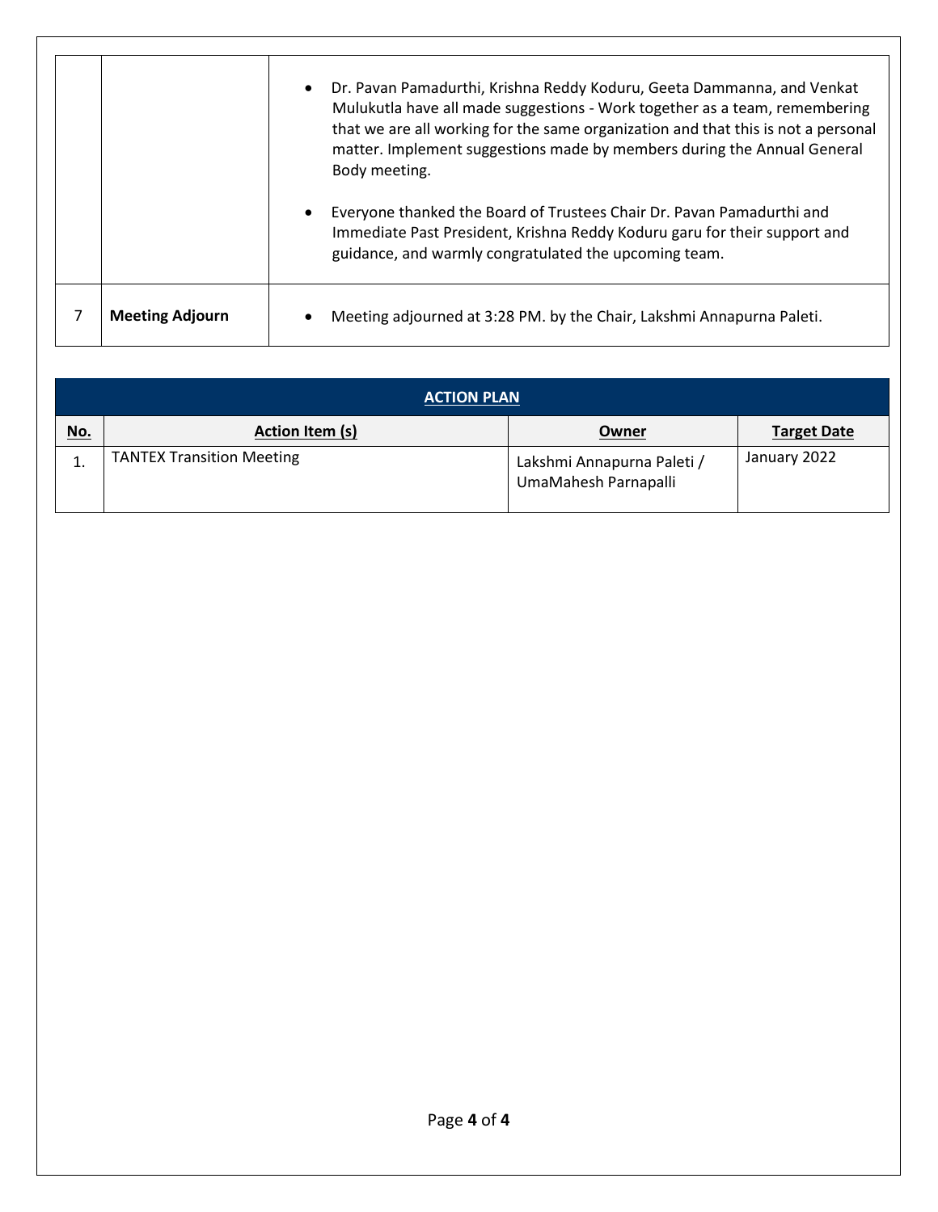| | | |
|---|---|---|
| | | • Dr. Pavan Pamadurthi, Krishna Reddy Koduru, Geeta Dammanna, and Venkat Mulukutla have all made suggestions - Work together as a team, remembering that we are all working for the same organization and that this is not a personal matter. Implement suggestions made by members during the Annual General Body meeting.<br><br>• Everyone thanked the Board of Trustees Chair Dr. Pavan Pamadurthi and Immediate Past President, Krishna Reddy Koduru garu for their support and guidance, and warmly congratulated the upcoming team. |
| 7 | **Meeting Adjourn** | • Meeting adjourned at 3:28 PM. by the Chair, Lakshmi Annapurna Paleti. |

**ACTION PLAN**

| **No.** | **Action Item (s)** | **Owner** | **Target Date** |
|---|---|---|---|
| 1. | TANTEX Transition Meeting | Lakshmi Annapurna Paleti / UmaMahesh Parnapalli | January 2022 |